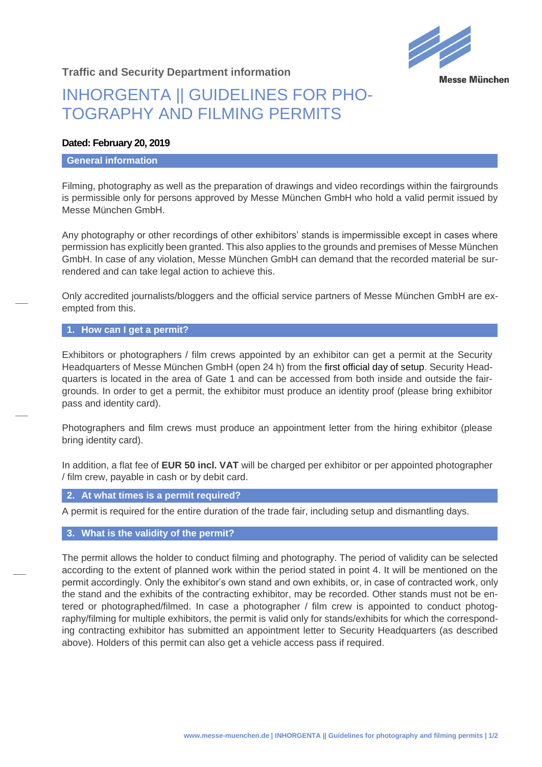**Traffic and Security Department information**

# INHORGENTA || GUIDELINES FOR PHOTOGRAPHY AND FILMING PERMITS

**Dated: February 20, 2019**

## General information

Filming, photography as well as the preparation of drawings and video recordings within the fairgrounds is permissible only for persons approved by Messe München GmbH who hold a valid permit issued by Messe München GmbH.

Any photography or other recordings of other exhibitors' stands is impermissible except in cases where permission has explicitly been granted. This also applies to the grounds and premises of Messe München GmbH. In case of any violation, Messe München GmbH can demand that the recorded material be surrendered and can take legal action to achieve this.

Only accredited journalists/bloggers and the official service partners of Messe München GmbH are exempted from this.

## 1. How can I get a permit?

Exhibitors or photographers / film crews appointed by an exhibitor can get a permit at the Security Headquarters of Messe München GmbH (open 24 h) from the first official day of setup. Security Headquarters is located in the area of Gate 1 and can be accessed from both inside and outside the fairgrounds. In order to get a permit, the exhibitor must produce an identity proof (please bring exhibitor pass and identity card).

Photographers and film crews must produce an appointment letter from the hiring exhibitor (please bring identity card).

In addition, a flat fee of **EUR 50 incl. VAT** will be charged per exhibitor or per appointed photographer / film crew, payable in cash or by debit card.

## 2. At what times is a permit required?

A permit is required for the entire duration of the trade fair, including setup and dismantling days.

## 3. What is the validity of the permit?

The permit allows the holder to conduct filming and photography. The period of validity can be selected according to the extent of planned work within the period stated in point 4. It will be mentioned on the permit accordingly. Only the exhibitor's own stand and own exhibits, or, in case of contracted work, only the stand and the exhibits of the contracting exhibitor, may be recorded. Other stands must not be entered or photographed/filmed. In case a photographer / film crew is appointed to conduct photography/filming for multiple exhibitors, the permit is valid only for stands/exhibits for which the corresponding contracting exhibitor has submitted an appointment letter to Security Headquarters (as described above). Holders of this permit can also get a vehicle access pass if required.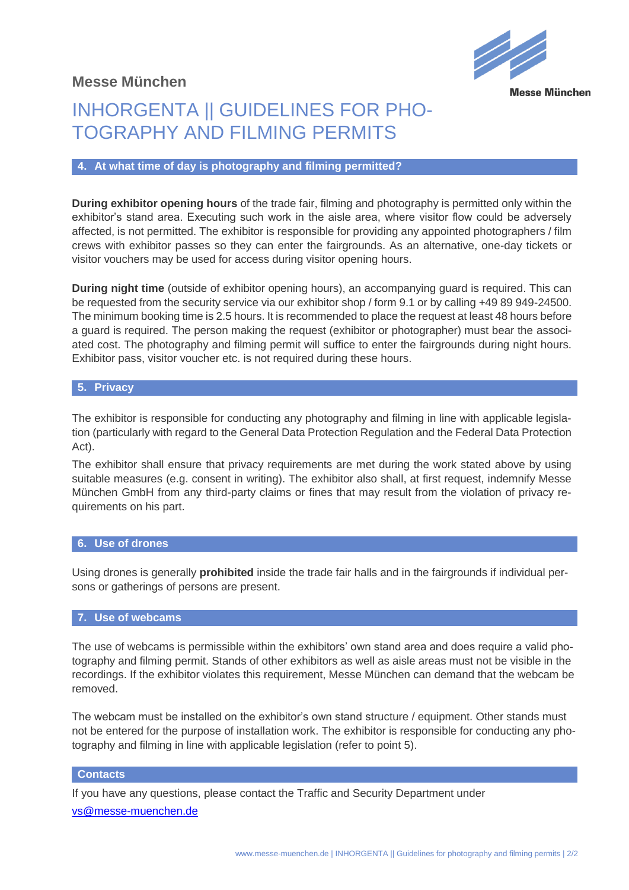Messe München

# INHORGENTA || GUIDELINES FOR PHOTOGRAPHY AND FILMING PERMITS

## 4. At what time of day is photography and filming permitted?

**During exhibitor opening hours** of the trade fair, filming and photography is permitted only within the exhibitor's stand area. Executing such work in the aisle area, where visitor flow could be adversely affected, is not permitted. The exhibitor is responsible for providing any appointed photographers / film crews with exhibitor passes so they can enter the fairgrounds. As an alternative, one-day tickets or visitor vouchers may be used for access during visitor opening hours.

**During night time** (outside of exhibitor opening hours), an accompanying guard is required. This can be requested from the security service via our exhibitor shop / form 9.1 or by calling +49 89 949-24500. The minimum booking time is 2.5 hours. It is recommended to place the request at least 48 hours before a guard is required. The person making the request (exhibitor or photographer) must bear the associated cost. The photography and filming permit will suffice to enter the fairgrounds during night hours. Exhibitor pass, visitor voucher etc. is not required during these hours.

## 5. Privacy

The exhibitor is responsible for conducting any photography and filming in line with applicable legislation (particularly with regard to the General Data Protection Regulation and the Federal Data Protection Act).

The exhibitor shall ensure that privacy requirements are met during the work stated above by using suitable measures (e.g. consent in writing). The exhibitor also shall, at first request, indemnify Messe München GmbH from any third-party claims or fines that may result from the violation of privacy requirements on his part.

## 6. Use of drones

Using drones is generally **prohibited** inside the trade fair halls and in the fairgrounds if individual persons or gatherings of persons are present.

## 7. Use of webcams

The use of webcams is permissible within the exhibitors' own stand area and does require a valid photography and filming permit. Stands of other exhibitors as well as aisle areas must not be visible in the recordings. If the exhibitor violates this requirement, Messe München can demand that the webcam be removed.

The webcam must be installed on the exhibitor's own stand structure / equipment. Other stands must not be entered for the purpose of installation work. The exhibitor is responsible for conducting any photography and filming in line with applicable legislation (refer to point 5).

## Contacts

If you have any questions, please contact the Traffic and Security Department under

vs@messe-muenchen.de